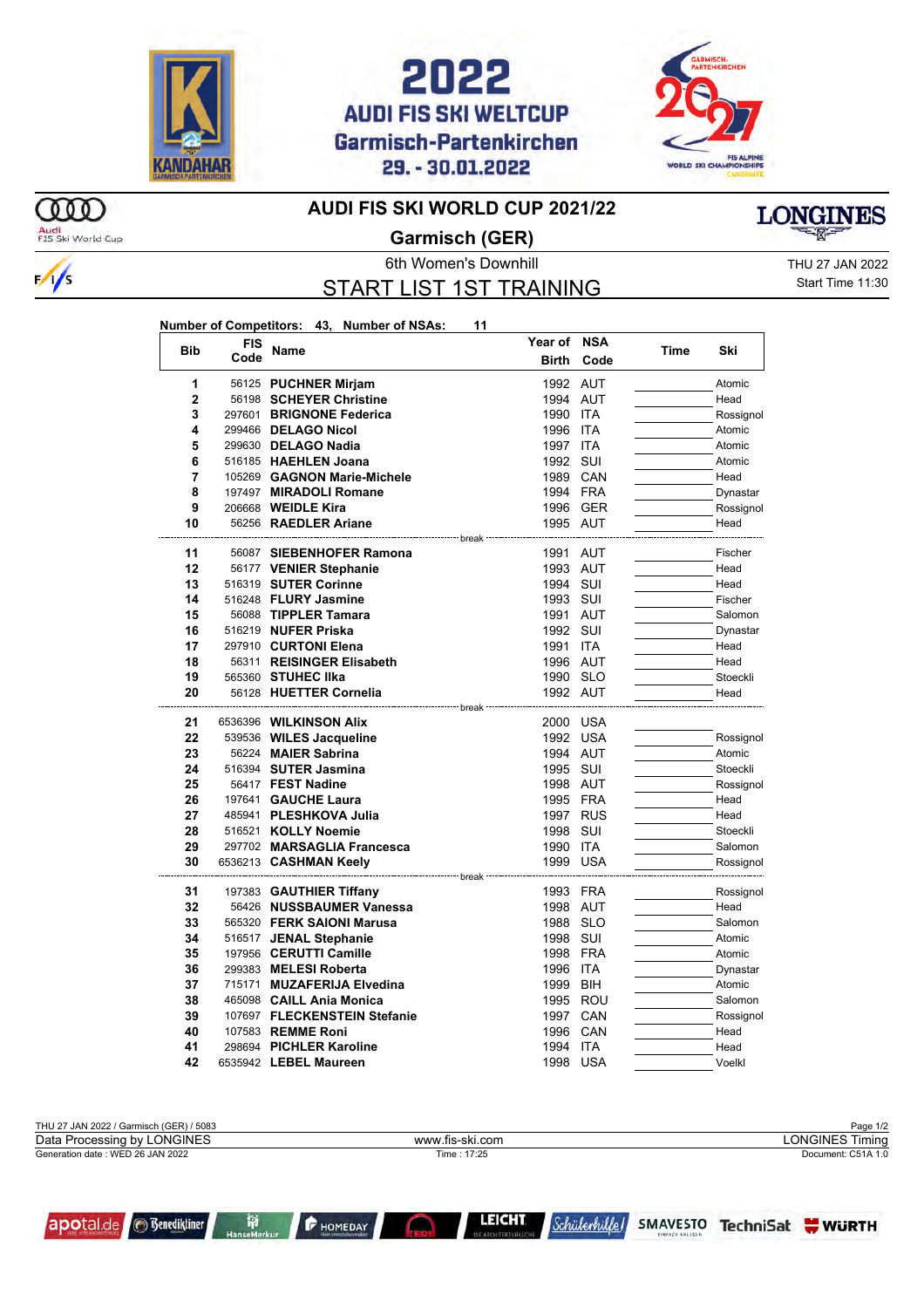2022
AUDI FIS SKI WELTCUP
Garmisch-Partenkirchen
29. - 30.01.2022

# AUDI FIS SKI WORLD CUP 2021/22

## Garmisch (GER)

6th Women's Downhill

THU 27 JAN 2022
Start Time 11:30

## START LIST 1ST TRAINING

**Number of Competitors: 43, Number of NSAs: 11**

| Bib | FIS Code | Name | Year of Birth | NSA Code | Time | Ski |
|---|---|---|---|---|---|---|
| 1 | 56125 | **PUCHNER Mirjam** | 1992 | AUT | | Atomic |
| 2 | 56198 | **SCHEYER Christine** | 1994 | AUT | | Head |
| 3 | 297601 | **BRIGNONE Federica** | 1990 | ITA | | Rossignol |
| 4 | 299466 | **DELAGO Nicol** | 1996 | ITA | | Atomic |
| 5 | 299630 | **DELAGO Nadia** | 1997 | ITA | | Atomic |
| 6 | 516185 | **HAEHLEN Joana** | 1992 | SUI | | Atomic |
| 7 | 105269 | **GAGNON Marie-Michele** | 1989 | CAN | | Head |
| 8 | 197497 | **MIRADOLI Romane** | 1994 | FRA | | Dynastar |
| 9 | 206668 | **WEIDLE Kira** | 1996 | GER | | Rossignol |
| 10 | 56256 | **RAEDLER Ariane** | 1995 | AUT | | Head |
| | | break | | | | |
| 11 | 56087 | **SIEBENHOFER Ramona** | 1991 | AUT | | Fischer |
| 12 | 56177 | **VENIER Stephanie** | 1993 | AUT | | Head |
| 13 | 516319 | **SUTER Corinne** | 1994 | SUI | | Head |
| 14 | 516248 | **FLURY Jasmine** | 1993 | SUI | | Fischer |
| 15 | 56088 | **TIPPLER Tamara** | 1991 | AUT | | Salomon |
| 16 | 516219 | **NUFER Priska** | 1992 | SUI | | Dynastar |
| 17 | 297910 | **CURTONI Elena** | 1991 | ITA | | Head |
| 18 | 56311 | **REISINGER Elisabeth** | 1996 | AUT | | Head |
| 19 | 565360 | **STUHEC Ilka** | 1990 | SLO | | Stoeckli |
| 20 | 56128 | **HUETTER Cornelia** | 1992 | AUT | | Head |
| | | break | | | | |
| 21 | 6536396 | **WILKINSON Alix** | 2000 | USA | | |
| 22 | 539536 | **WILES Jacqueline** | 1992 | USA | | Rossignol |
| 23 | 56224 | **MAIER Sabrina** | 1994 | AUT | | Atomic |
| 24 | 516394 | **SUTER Jasmina** | 1995 | SUI | | Stoeckli |
| 25 | 56417 | **FEST Nadine** | 1998 | AUT | | Rossignol |
| 26 | 197641 | **GAUCHE Laura** | 1995 | FRA | | Head |
| 27 | 485941 | **PLESHKOVA Julia** | 1997 | RUS | | Head |
| 28 | 516521 | **KOLLY Noemie** | 1998 | SUI | | Stoeckli |
| 29 | 297702 | **MARSAGLIA Francesca** | 1990 | ITA | | Salomon |
| 30 | 6536213 | **CASHMAN Keely** | 1999 | USA | | Rossignol |
| | | break | | | | |
| 31 | 197383 | **GAUTHIER Tiffany** | 1993 | FRA | | Rossignol |
| 32 | 56426 | **NUSSBAUMER Vanessa** | 1998 | AUT | | Head |
| 33 | 565320 | **FERK SAIONI Marusa** | 1988 | SLO | | Salomon |
| 34 | 516517 | **JENAL Stephanie** | 1998 | SUI | | Atomic |
| 35 | 197956 | **CERUTTI Camille** | 1998 | FRA | | Atomic |
| 36 | 299383 | **MELESI Roberta** | 1996 | ITA | | Dynastar |
| 37 | 715171 | **MUZAFERIJA Elvedina** | 1999 | BIH | | Atomic |
| 38 | 465098 | **CAILL Ania Monica** | 1995 | ROU | | Salomon |
| 39 | 107697 | **FLECKENSTEIN Stefanie** | 1997 | CAN | | Rossignol |
| 40 | 107583 | **REMME Roni** | 1996 | CAN | | Head |
| 41 | 298694 | **PICHLER Karoline** | 1994 | ITA | | Head |
| 42 | 6535942 | **LEBEL Maureen** | 1998 | USA | | Voelkl |

THU 27 JAN 2022 / Garmisch (GER) / 5083
Data Processing by LONGINES — www.fis-ski.com — LONGINES Timing
Generation date : WED 26 JAN 2022 — Time : 17:25 — Document: C51A 1.0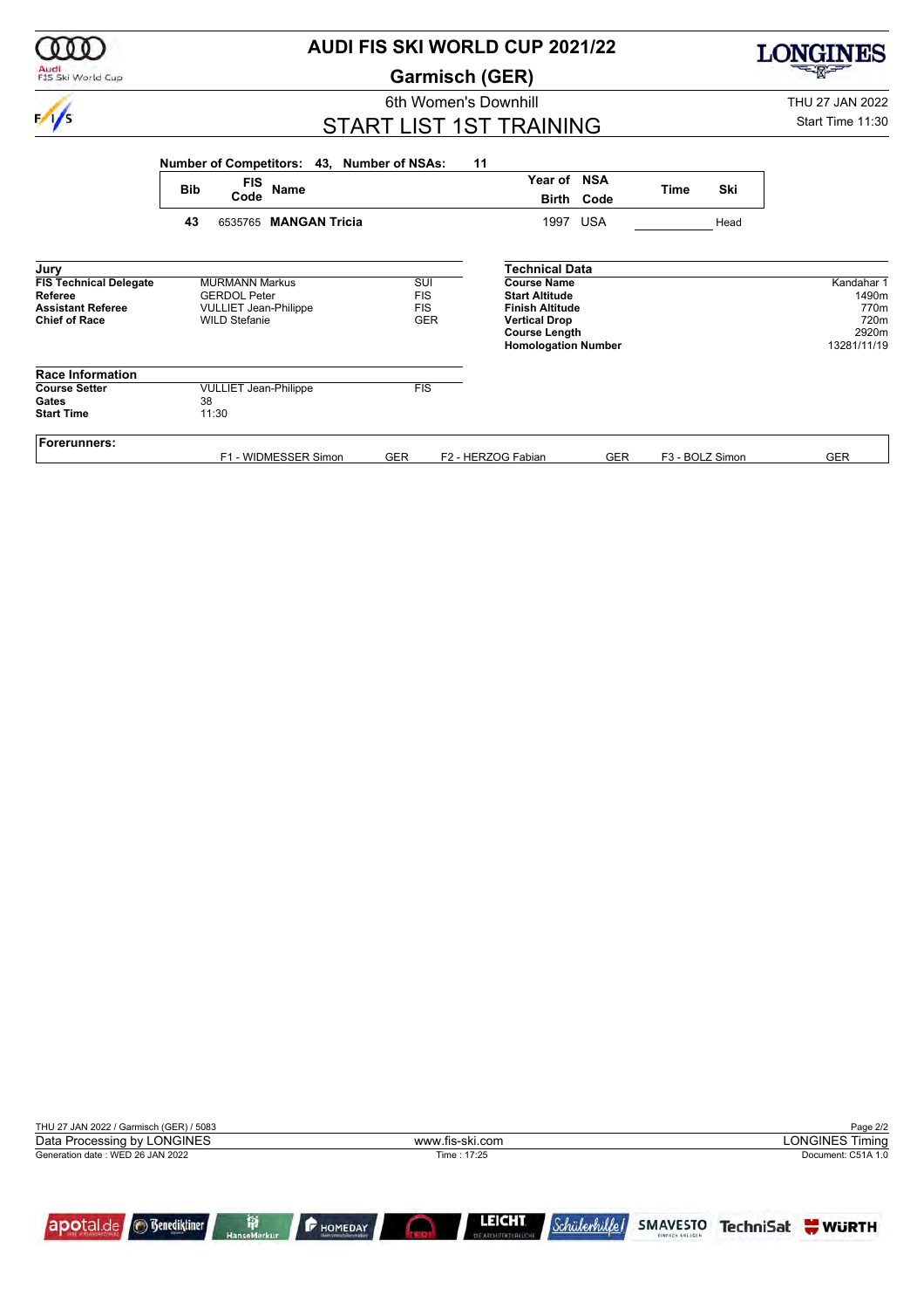# AUDI FIS SKI WORLD CUP 2021/22

## Garmisch (GER)

6th Women's Downhill

THU 27 JAN 2022

## START LIST 1ST TRAINING

Start Time 11:30

**Number of Competitors: 43, Number of NSAs: 11**

| Bib | FIS Code | Name | Year of Birth | NSA Code | Time | Ski |
|---|---|---|---|---|---|---|
| 43 | 6535765 | **MANGAN Tricia** | 1997 | USA | | Head |

### Jury

| | | |
|---|---|---|
| **FIS Technical Delegate** | MURMANN Markus | SUI |
| **Referee** | GERDOL Peter | FIS |
| **Assistant Referee** | VULLIET Jean-Philippe | FIS |
| **Chief of Race** | WILD Stefanie | GER |

### Technical Data

| | |
|---|---|
| **Course Name** | Kandahar 1 |
| **Start Altitude** | 1490m |
| **Finish Altitude** | 770m |
| **Vertical Drop** | 720m |
| **Course Length** | 2920m |
| **Homologation Number** | 13281/11/19 |

### Race Information

| | | |
|---|---|---|
| **Course Setter** | VULLIET Jean-Philippe | FIS |
| **Gates** | 38 | |
| **Start Time** | 11:30 | |

**Forerunners:**

F1 - WIDMESSER Simon GER | F2 - HERZOG Fabian GER | F3 - BOLZ Simon GER

THU 27 JAN 2022 / Garmisch (GER) / 5083

Data Processing by LONGINES | www.fis-ski.com | LONGINES Timing

Generation date : WED 26 JAN 2022 | Time : 17:25 | Document: C51A 1.0